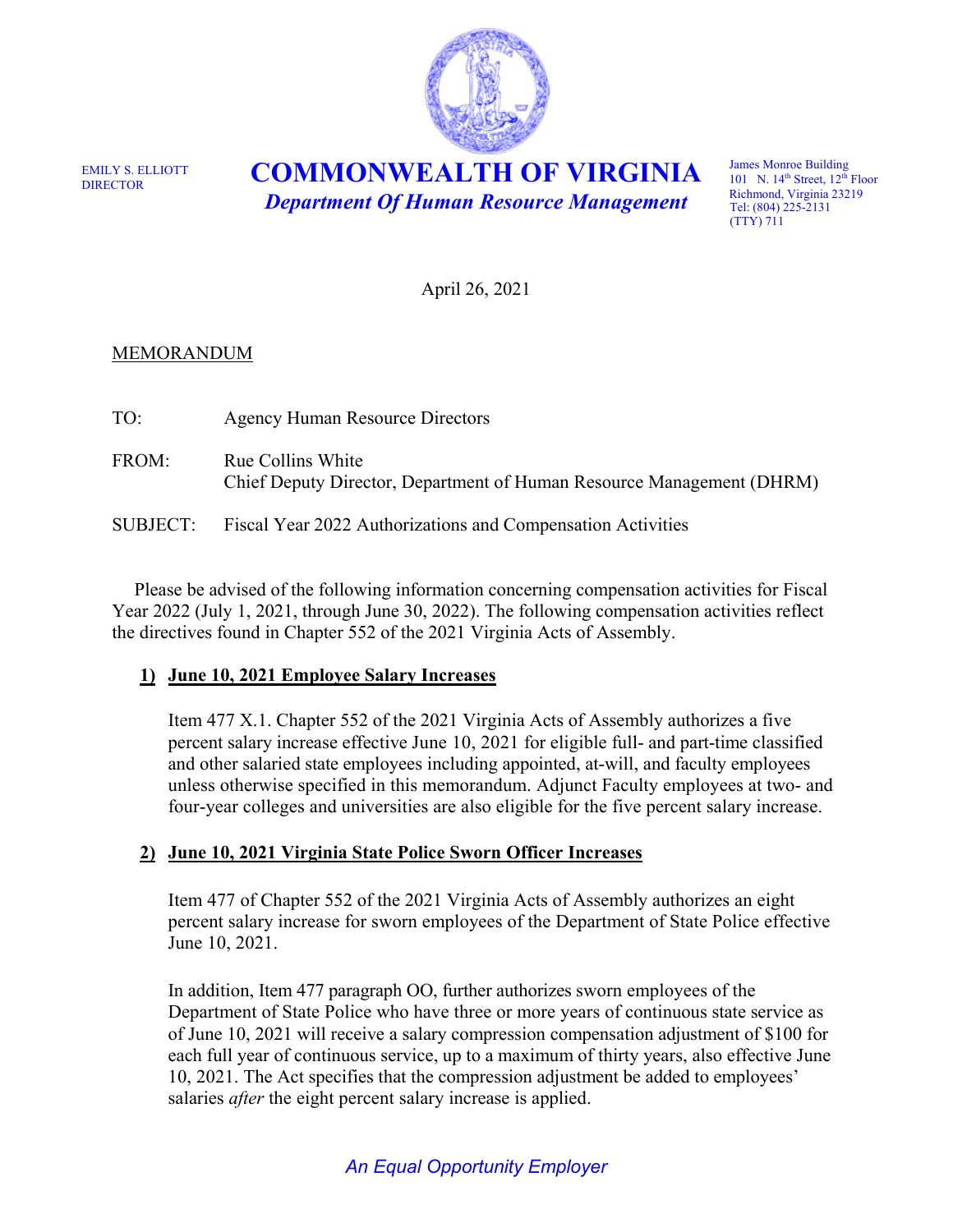EMILY S. ELLIOTT
DIRECTOR

# COMMONWEALTH OF VIRGINIA

***Department Of Human Resource Management***

James Monroe Building
101 N. 14th Street, 12th Floor
Richmond, Virginia 23219
Tel: (804) 225-2131
(TTY) 711

April 26, 2021

MEMORANDUM

TO: Agency Human Resource Directors

FROM: Rue Collins White
Chief Deputy Director, Department of Human Resource Management (DHRM)

SUBJECT: Fiscal Year 2022 Authorizations and Compensation Activities

Please be advised of the following information concerning compensation activities for Fiscal Year 2022 (July 1, 2021, through June 30, 2022). The following compensation activities reflect the directives found in Chapter 552 of the 2021 Virginia Acts of Assembly.

## 1) June 10, 2021 Employee Salary Increases

Item 477 X.1. Chapter 552 of the 2021 Virginia Acts of Assembly authorizes a five percent salary increase effective June 10, 2021 for eligible full- and part-time classified and other salaried state employees including appointed, at-will, and faculty employees unless otherwise specified in this memorandum. Adjunct Faculty employees at two- and four-year colleges and universities are also eligible for the five percent salary increase.

## 2) June 10, 2021 Virginia State Police Sworn Officer Increases

Item 477 of Chapter 552 of the 2021 Virginia Acts of Assembly authorizes an eight percent salary increase for sworn employees of the Department of State Police effective June 10, 2021.

In addition, Item 477 paragraph OO, further authorizes sworn employees of the Department of State Police who have three or more years of continuous state service as of June 10, 2021 will receive a salary compression compensation adjustment of $100 for each full year of continuous service, up to a maximum of thirty years, also effective June 10, 2021. The Act specifies that the compression adjustment be added to employees' salaries *after* the eight percent salary increase is applied.

*An Equal Opportunity Employer*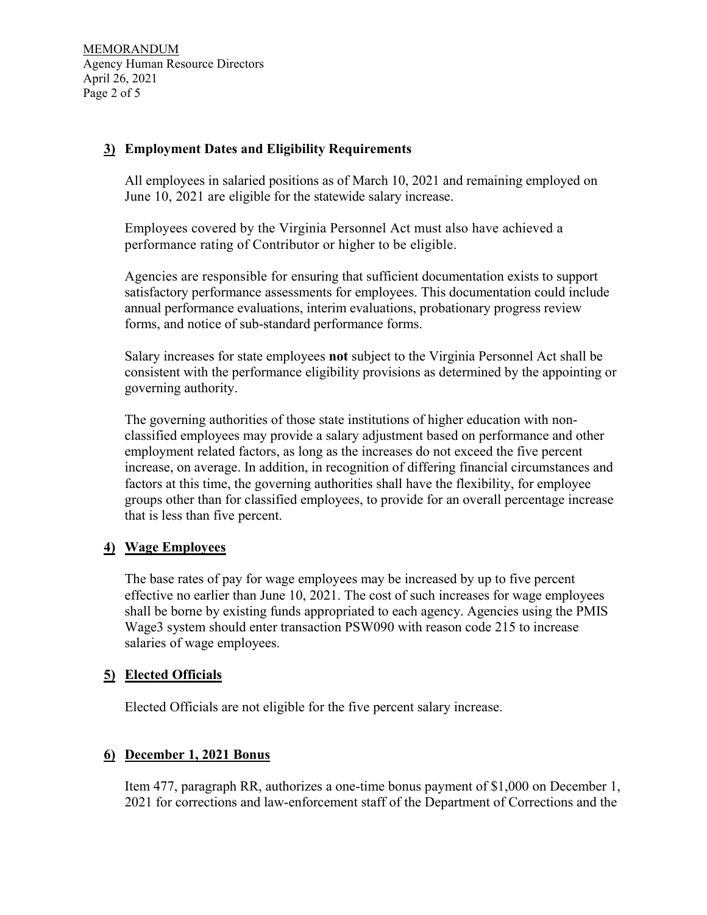**3) Employment Dates and Eligibility Requirements**

All employees in salaried positions as of March 10, 2021 and remaining employed on June 10, 2021 are eligible for the statewide salary increase.

Employees covered by the Virginia Personnel Act must also have achieved a performance rating of Contributor or higher to be eligible.

Agencies are responsible for ensuring that sufficient documentation exists to support satisfactory performance assessments for employees. This documentation could include annual performance evaluations, interim evaluations, probationary progress review forms, and notice of sub-standard performance forms.

Salary increases for state employees **not** subject to the Virginia Personnel Act shall be consistent with the performance eligibility provisions as determined by the appointing or governing authority.

The governing authorities of those state institutions of higher education with non-classified employees may provide a salary adjustment based on performance and other employment related factors, as long as the increases do not exceed the five percent increase, on average. In addition, in recognition of differing financial circumstances and factors at this time, the governing authorities shall have the flexibility, for employee groups other than for classified employees, to provide for an overall percentage increase that is less than five percent.

**4) Wage Employees**

The base rates of pay for wage employees may be increased by up to five percent effective no earlier than June 10, 2021. The cost of such increases for wage employees shall be borne by existing funds appropriated to each agency. Agencies using the PMIS Wage3 system should enter transaction PSW090 with reason code 215 to increase salaries of wage employees.

**5) Elected Officials**

Elected Officials are not eligible for the five percent salary increase.

**6) December 1, 2021 Bonus**

Item 477, paragraph RR, authorizes a one-time bonus payment of $1,000 on December 1, 2021 for corrections and law-enforcement staff of the Department of Corrections and the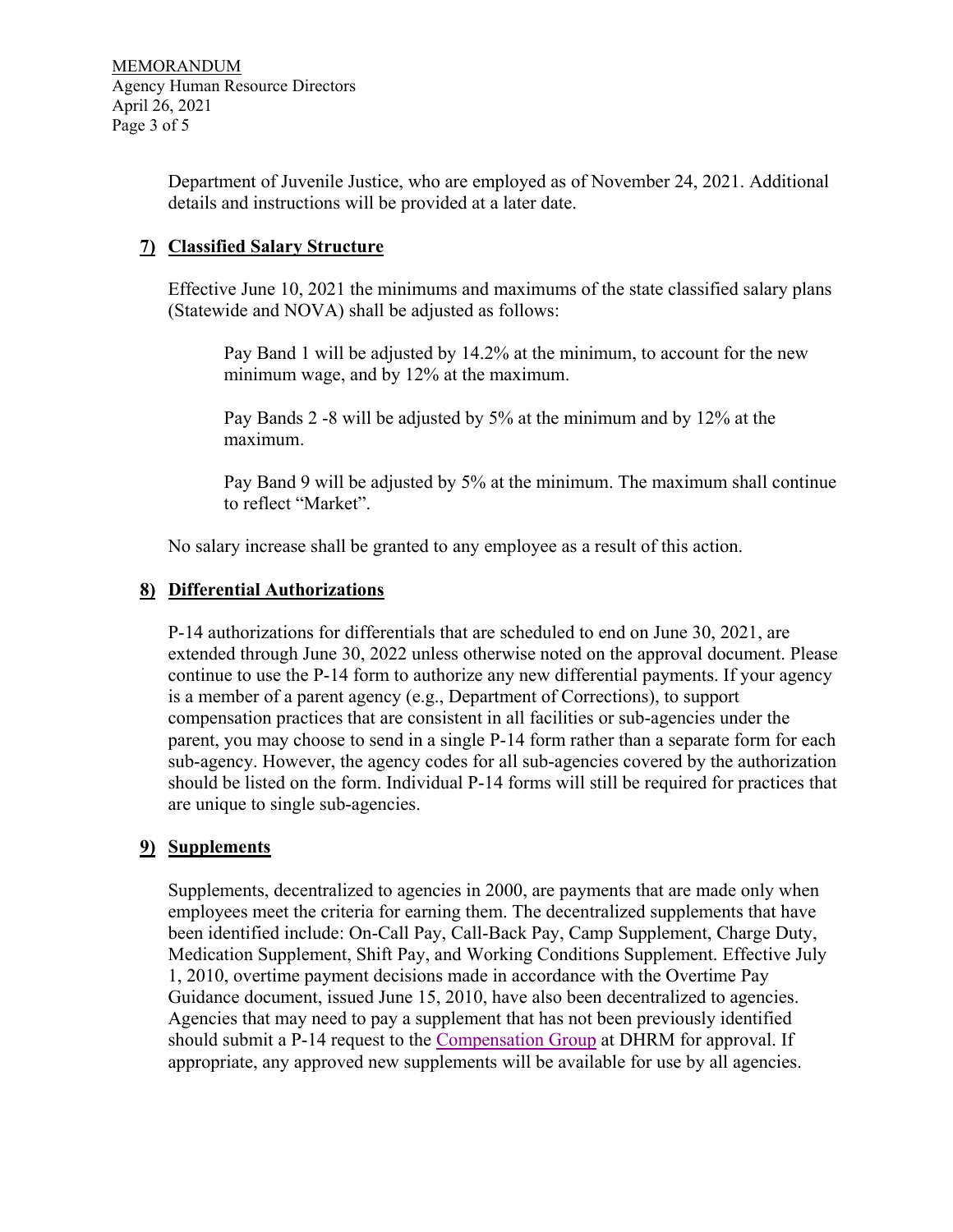Department of Juvenile Justice, who are employed as of November 24, 2021. Additional details and instructions will be provided at a later date.

## 7) Classified Salary Structure

Effective June 10, 2021 the minimums and maximums of the state classified salary plans (Statewide and NOVA) shall be adjusted as follows:

> Pay Band 1 will be adjusted by 14.2% at the minimum, to account for the new minimum wage, and by 12% at the maximum.
>
> Pay Bands 2 -8 will be adjusted by 5% at the minimum and by 12% at the maximum.
>
> Pay Band 9 will be adjusted by 5% at the minimum. The maximum shall continue to reflect "Market".

No salary increase shall be granted to any employee as a result of this action.

## 8) Differential Authorizations

P-14 authorizations for differentials that are scheduled to end on June 30, 2021, are extended through June 30, 2022 unless otherwise noted on the approval document. Please continue to use the P-14 form to authorize any new differential payments. If your agency is a member of a parent agency (e.g., Department of Corrections), to support compensation practices that are consistent in all facilities or sub-agencies under the parent, you may choose to send in a single P-14 form rather than a separate form for each sub-agency. However, the agency codes for all sub-agencies covered by the authorization should be listed on the form. Individual P-14 forms will still be required for practices that are unique to single sub-agencies.

## 9) Supplements

Supplements, decentralized to agencies in 2000, are payments that are made only when employees meet the criteria for earning them. The decentralized supplements that have been identified include: On-Call Pay, Call-Back Pay, Camp Supplement, Charge Duty, Medication Supplement, Shift Pay, and Working Conditions Supplement. Effective July 1, 2010, overtime payment decisions made in accordance with the Overtime Pay Guidance document, issued June 15, 2010, have also been decentralized to agencies. Agencies that may need to pay a supplement that has not been previously identified should submit a P-14 request to the Compensation Group at DHRM for approval. If appropriate, any approved new supplements will be available for use by all agencies.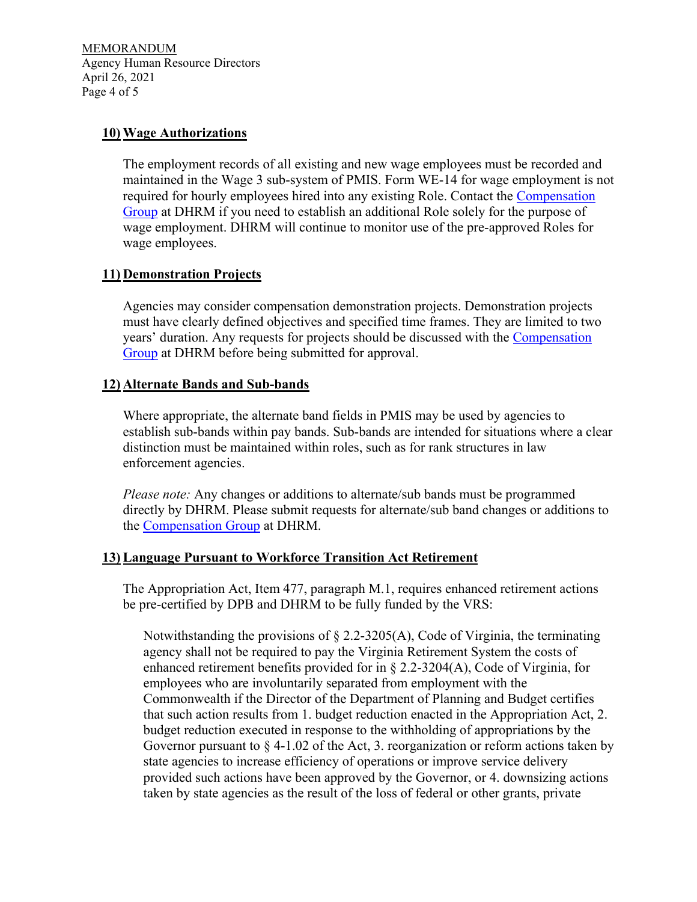### 10) Wage Authorizations

The employment records of all existing and new wage employees must be recorded and maintained in the Wage 3 sub-system of PMIS. Form WE-14 for wage employment is not required for hourly employees hired into any existing Role. Contact the Compensation Group at DHRM if you need to establish an additional Role solely for the purpose of wage employment. DHRM will continue to monitor use of the pre-approved Roles for wage employees.

### 11) Demonstration Projects

Agencies may consider compensation demonstration projects. Demonstration projects must have clearly defined objectives and specified time frames. They are limited to two years' duration. Any requests for projects should be discussed with the Compensation Group at DHRM before being submitted for approval.

### 12) Alternate Bands and Sub-bands

Where appropriate, the alternate band fields in PMIS may be used by agencies to establish sub-bands within pay bands. Sub-bands are intended for situations where a clear distinction must be maintained within roles, such as for rank structures in law enforcement agencies.

*Please note:* Any changes or additions to alternate/sub bands must be programmed directly by DHRM. Please submit requests for alternate/sub band changes or additions to the Compensation Group at DHRM.

### 13) Language Pursuant to Workforce Transition Act Retirement

The Appropriation Act, Item 477, paragraph M.1, requires enhanced retirement actions be pre-certified by DPB and DHRM to be fully funded by the VRS:

> Notwithstanding the provisions of § 2.2-3205(A), Code of Virginia, the terminating agency shall not be required to pay the Virginia Retirement System the costs of enhanced retirement benefits provided for in § 2.2-3204(A), Code of Virginia, for employees who are involuntarily separated from employment with the Commonwealth if the Director of the Department of Planning and Budget certifies that such action results from 1. budget reduction enacted in the Appropriation Act, 2. budget reduction executed in response to the withholding of appropriations by the Governor pursuant to § 4-1.02 of the Act, 3. reorganization or reform actions taken by state agencies to increase efficiency of operations or improve service delivery provided such actions have been approved by the Governor, or 4. downsizing actions taken by state agencies as the result of the loss of federal or other grants, private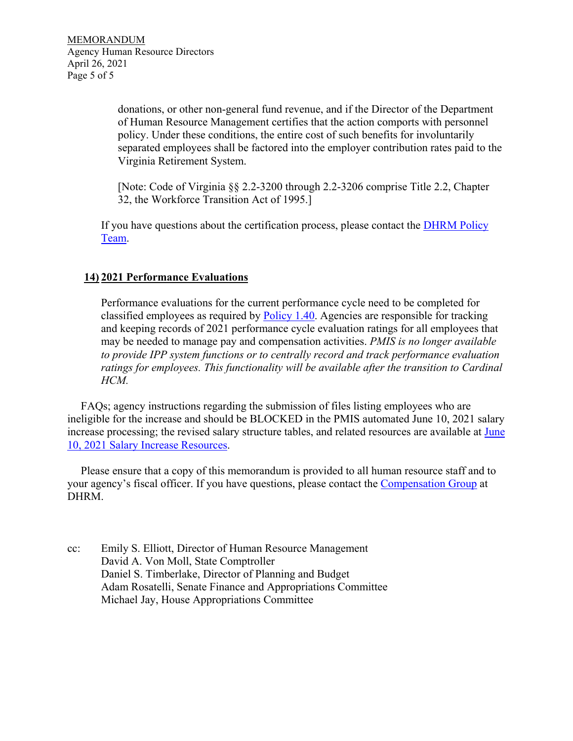donations, or other non-general fund revenue, and if the Director of the Department of Human Resource Management certifies that the action comports with personnel policy. Under these conditions, the entire cost of such benefits for involuntarily separated employees shall be factored into the employer contribution rates paid to the Virginia Retirement System.

[Note: Code of Virginia §§ 2.2-3200 through 2.2-3206 comprise Title 2.2, Chapter 32, the Workforce Transition Act of 1995.]

If you have questions about the certification process, please contact the DHRM Policy Team.

## 14) 2021 Performance Evaluations

Performance evaluations for the current performance cycle need to be completed for classified employees as required by Policy 1.40. Agencies are responsible for tracking and keeping records of 2021 performance cycle evaluation ratings for all employees that may be needed to manage pay and compensation activities. *PMIS is no longer available to provide IPP system functions or to centrally record and track performance evaluation ratings for employees. This functionality will be available after the transition to Cardinal HCM.*

FAQs; agency instructions regarding the submission of files listing employees who are ineligible for the increase and should be BLOCKED in the PMIS automated June 10, 2021 salary increase processing; the revised salary structure tables, and related resources are available at June 10, 2021 Salary Increase Resources.

Please ensure that a copy of this memorandum is provided to all human resource staff and to your agency's fiscal officer. If you have questions, please contact the Compensation Group at DHRM.

cc: Emily S. Elliott, Director of Human Resource Management
David A. Von Moll, State Comptroller
Daniel S. Timberlake, Director of Planning and Budget
Adam Rosatelli, Senate Finance and Appropriations Committee
Michael Jay, House Appropriations Committee